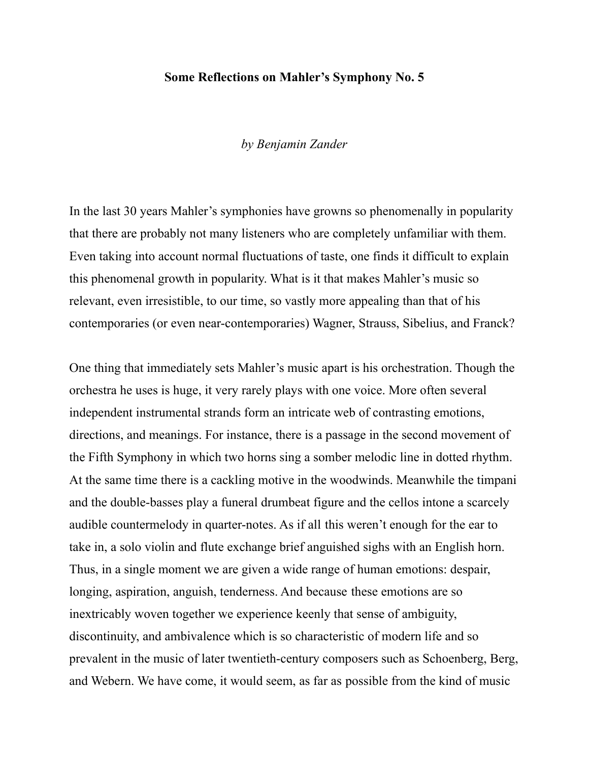# Some Reflections on Mahler's Symphony No. 5

*by Benjamin Zander*

In the last 30 years Mahler's symphonies have growns so phenomenally in popularity that there are probably not many listeners who are completely unfamiliar with them. Even taking into account normal fluctuations of taste, one finds it difficult to explain this phenomenal growth in popularity. What is it that makes Mahler's music so relevant, even irresistible, to our time, so vastly more appealing than that of his contemporaries (or even near-contemporaries) Wagner, Strauss, Sibelius, and Franck?

One thing that immediately sets Mahler's music apart is his orchestration. Though the orchestra he uses is huge, it very rarely plays with one voice. More often several independent instrumental strands form an intricate web of contrasting emotions, directions, and meanings. For instance, there is a passage in the second movement of the Fifth Symphony in which two horns sing a somber melodic line in dotted rhythm. At the same time there is a cackling motive in the woodwinds. Meanwhile the timpani and the double-basses play a funeral drumbeat figure and the cellos intone a scarcely audible countermelody in quarter-notes. As if all this weren't enough for the ear to take in, a solo violin and flute exchange brief anguished sighs with an English horn. Thus, in a single moment we are given a wide range of human emotions: despair, longing, aspiration, anguish, tenderness. And because these emotions are so inextricably woven together we experience keenly that sense of ambiguity, discontinuity, and ambivalence which is so characteristic of modern life and so prevalent in the music of later twentieth-century composers such as Schoenberg, Berg, and Webern. We have come, it would seem, as far as possible from the kind of music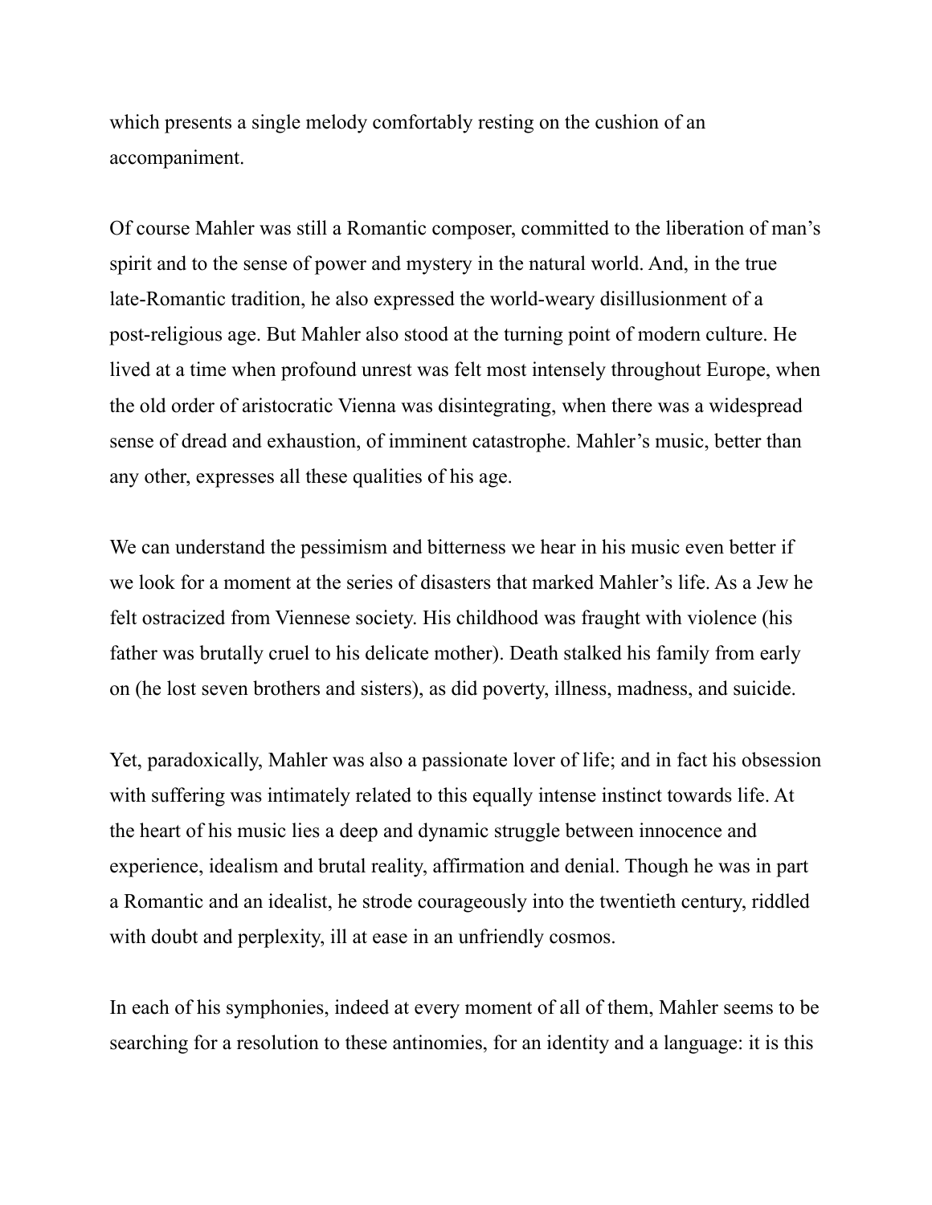which presents a single melody comfortably resting on the cushion of an accompaniment.

Of course Mahler was still a Romantic composer, committed to the liberation of man's spirit and to the sense of power and mystery in the natural world. And, in the true late-Romantic tradition, he also expressed the world-weary disillusionment of a post-religious age. But Mahler also stood at the turning point of modern culture. He lived at a time when profound unrest was felt most intensely throughout Europe, when the old order of aristocratic Vienna was disintegrating, when there was a widespread sense of dread and exhaustion, of imminent catastrophe. Mahler's music, better than any other, expresses all these qualities of his age.

We can understand the pessimism and bitterness we hear in his music even better if we look for a moment at the series of disasters that marked Mahler's life. As a Jew he felt ostracized from Viennese society. His childhood was fraught with violence (his father was brutally cruel to his delicate mother). Death stalked his family from early on (he lost seven brothers and sisters), as did poverty, illness, madness, and suicide.

Yet, paradoxically, Mahler was also a passionate lover of life; and in fact his obsession with suffering was intimately related to this equally intense instinct towards life. At the heart of his music lies a deep and dynamic struggle between innocence and experience, idealism and brutal reality, affirmation and denial. Though he was in part a Romantic and an idealist, he strode courageously into the twentieth century, riddled with doubt and perplexity, ill at ease in an unfriendly cosmos.

In each of his symphonies, indeed at every moment of all of them, Mahler seems to be searching for a resolution to these antinomies, for an identity and a language: it is this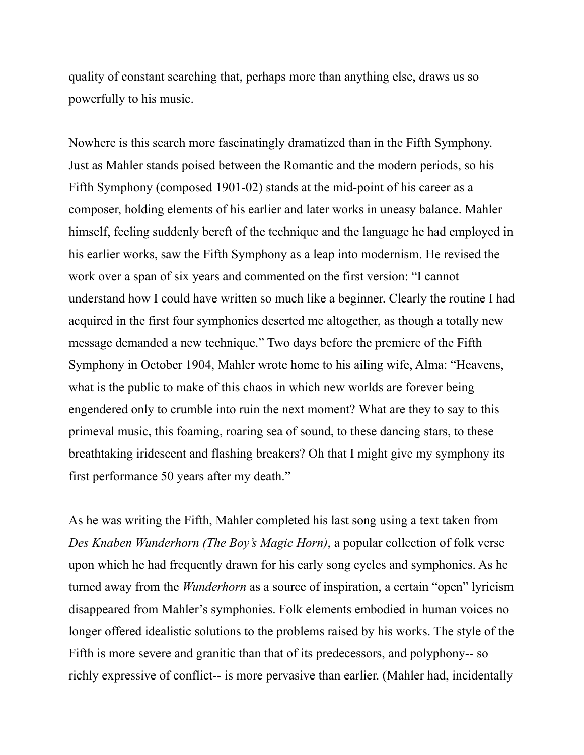quality of constant searching that, perhaps more than anything else, draws us so powerfully to his music.

Nowhere is this search more fascinatingly dramatized than in the Fifth Symphony. Just as Mahler stands poised between the Romantic and the modern periods, so his Fifth Symphony (composed 1901-02) stands at the mid-point of his career as a composer, holding elements of his earlier and later works in uneasy balance. Mahler himself, feeling suddenly bereft of the technique and the language he had employed in his earlier works, saw the Fifth Symphony as a leap into modernism. He revised the work over a span of six years and commented on the first version: "I cannot understand how I could have written so much like a beginner. Clearly the routine I had acquired in the first four symphonies deserted me altogether, as though a totally new message demanded a new technique." Two days before the premiere of the Fifth Symphony in October 1904, Mahler wrote home to his ailing wife, Alma: "Heavens, what is the public to make of this chaos in which new worlds are forever being engendered only to crumble into ruin the next moment? What are they to say to this primeval music, this foaming, roaring sea of sound, to these dancing stars, to these breathtaking iridescent and flashing breakers? Oh that I might give my symphony its first performance 50 years after my death."

As he was writing the Fifth, Mahler completed his last song using a text taken from *Des Knaben Wunderhorn (The Boy's Magic Horn)*, a popular collection of folk verse upon which he had frequently drawn for his early song cycles and symphonies. As he turned away from the *Wunderhorn* as a source of inspiration, a certain "open" lyricism disappeared from Mahler's symphonies. Folk elements embodied in human voices no longer offered idealistic solutions to the problems raised by his works. The style of the Fifth is more severe and granitic than that of its predecessors, and polyphony-- so richly expressive of conflict-- is more pervasive than earlier. (Mahler had, incidentally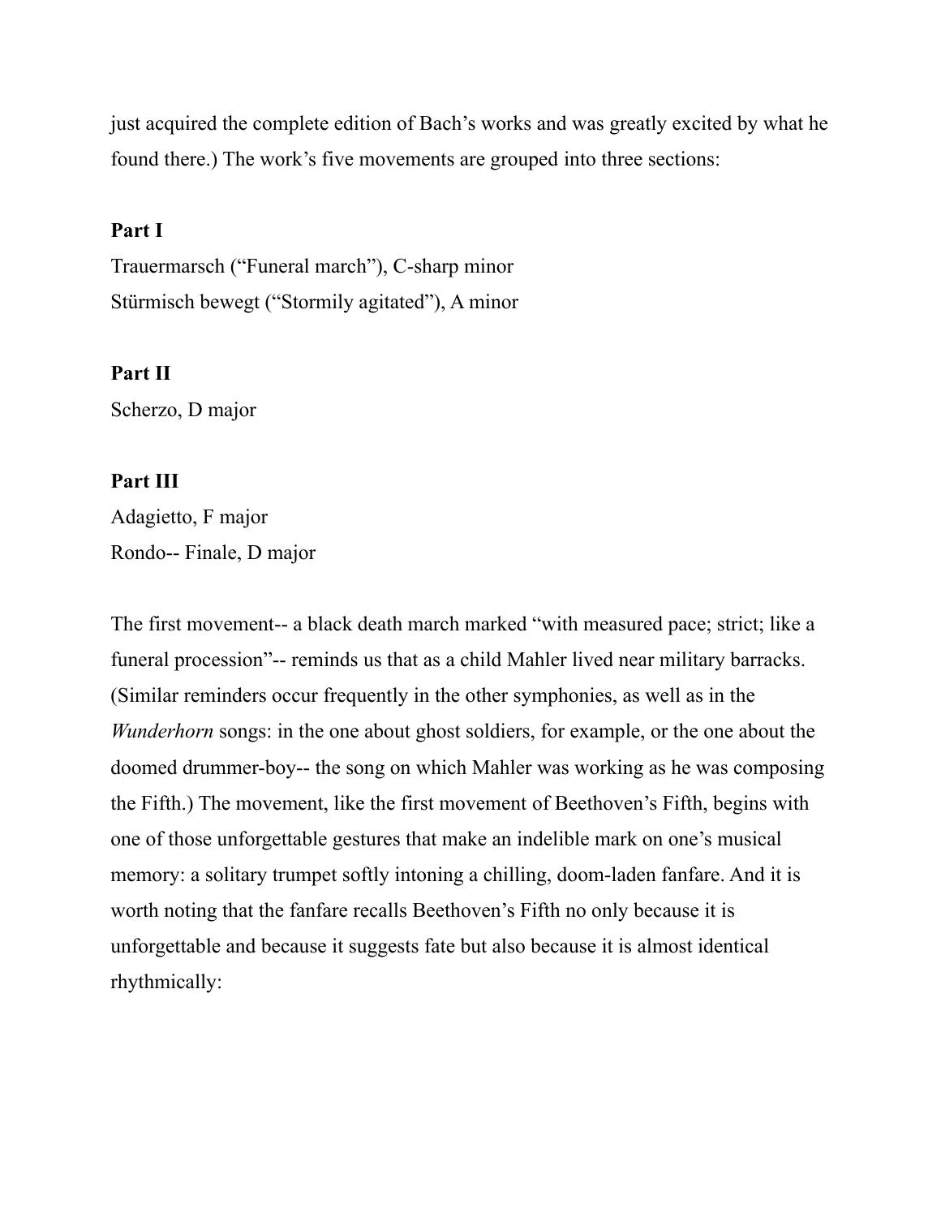just acquired the complete edition of Bach's works and was greatly excited by what he found there.) The work's five movements are grouped into three sections:

**Part I**

Trauermarsch ("Funeral march"), C-sharp minor
Stürmisch bewegt ("Stormily agitated"), A minor

**Part II**

Scherzo, D major

**Part III**

Adagietto, F major
Rondo-- Finale, D major

The first movement-- a black death march marked "with measured pace; strict; like a funeral procession"-- reminds us that as a child Mahler lived near military barracks. (Similar reminders occur frequently in the other symphonies, as well as in the *Wunderhorn* songs: in the one about ghost soldiers, for example, or the one about the doomed drummer-boy-- the song on which Mahler was working as he was composing the Fifth.) The movement, like the first movement of Beethoven's Fifth, begins with one of those unforgettable gestures that make an indelible mark on one's musical memory: a solitary trumpet softly intoning a chilling, doom-laden fanfare. And it is worth noting that the fanfare recalls Beethoven's Fifth no only because it is unforgettable and because it suggests fate but also because it is almost identical rhythmically: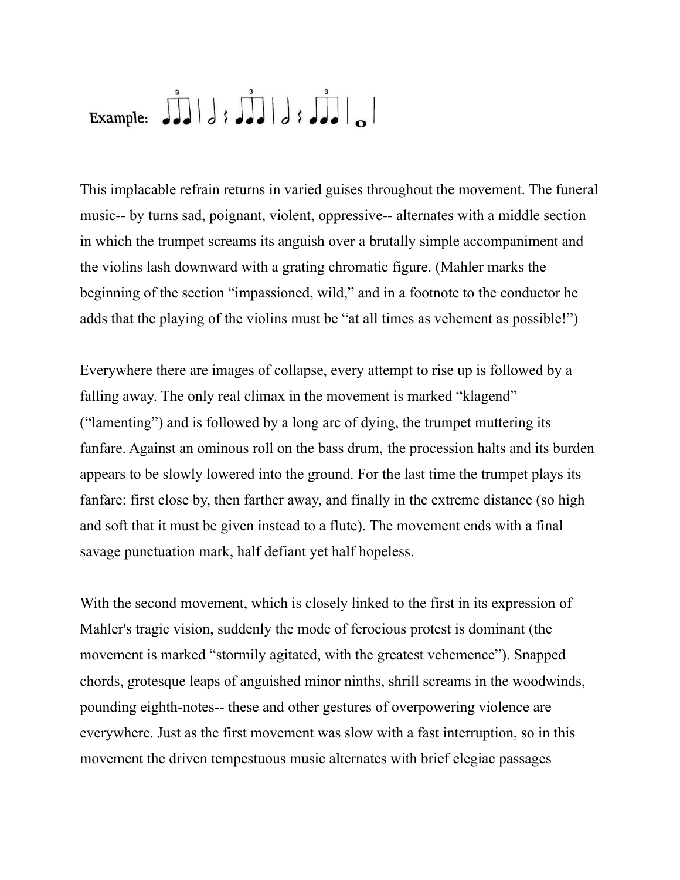Example:

This implacable refrain returns in varied guises throughout the movement. The funeral music-- by turns sad, poignant, violent, oppressive-- alternates with a middle section in which the trumpet screams its anguish over a brutally simple accompaniment and the violins lash downward with a grating chromatic figure. (Mahler marks the beginning of the section “impassioned, wild,” and in a footnote to the conductor he adds that the playing of the violins must be “at all times as vehement as possible!”)

Everywhere there are images of collapse, every attempt to rise up is followed by a falling away. The only real climax in the movement is marked “klagend” (“lamenting”) and is followed by a long arc of dying, the trumpet muttering its fanfare. Against an ominous roll on the bass drum, the procession halts and its burden appears to be slowly lowered into the ground. For the last time the trumpet plays its fanfare: first close by, then farther away, and finally in the extreme distance (so high and soft that it must be given instead to a flute). The movement ends with a final savage punctuation mark, half defiant yet half hopeless.

With the second movement, which is closely linked to the first in its expression of Mahler's tragic vision, suddenly the mode of ferocious protest is dominant (the movement is marked “stormily agitated, with the greatest vehemence”). Snapped chords, grotesque leaps of anguished minor ninths, shrill screams in the woodwinds, pounding eighth-notes-- these and other gestures of overpowering violence are everywhere. Just as the first movement was slow with a fast interruption, so in this movement the driven tempestuous music alternates with brief elegiac passages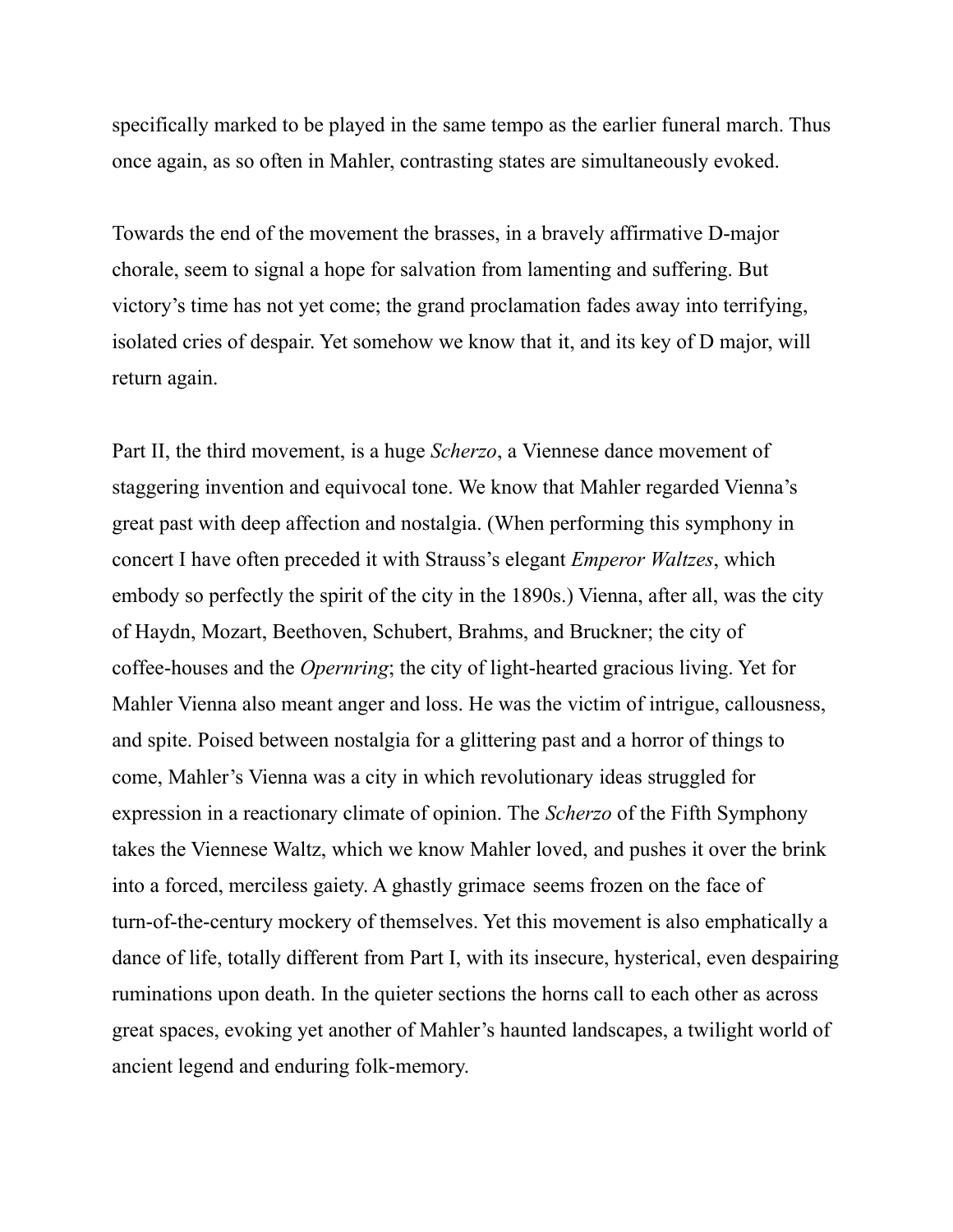specifically marked to be played in the same tempo as the earlier funeral march. Thus once again, as so often in Mahler, contrasting states are simultaneously evoked.

Towards the end of the movement the brasses, in a bravely affirmative D-major chorale, seem to signal a hope for salvation from lamenting and suffering. But victory's time has not yet come; the grand proclamation fades away into terrifying, isolated cries of despair. Yet somehow we know that it, and its key of D major, will return again.

Part II, the third movement, is a huge *Scherzo*, a Viennese dance movement of staggering invention and equivocal tone. We know that Mahler regarded Vienna's great past with deep affection and nostalgia. (When performing this symphony in concert I have often preceded it with Strauss's elegant *Emperor Waltzes*, which embody so perfectly the spirit of the city in the 1890s.) Vienna, after all, was the city of Haydn, Mozart, Beethoven, Schubert, Brahms, and Bruckner; the city of coffee-houses and the *Opernring*; the city of light-hearted gracious living. Yet for Mahler Vienna also meant anger and loss. He was the victim of intrigue, callousness, and spite. Poised between nostalgia for a glittering past and a horror of things to come, Mahler's Vienna was a city in which revolutionary ideas struggled for expression in a reactionary climate of opinion. The *Scherzo* of the Fifth Symphony takes the Viennese Waltz, which we know Mahler loved, and pushes it over the brink into a forced, merciless gaiety. A ghastly grimace seems frozen on the face of turn-of-the-century mockery of themselves. Yet this movement is also emphatically a dance of life, totally different from Part I, with its insecure, hysterical, even despairing ruminations upon death. In the quieter sections the horns call to each other as across great spaces, evoking yet another of Mahler's haunted landscapes, a twilight world of ancient legend and enduring folk-memory.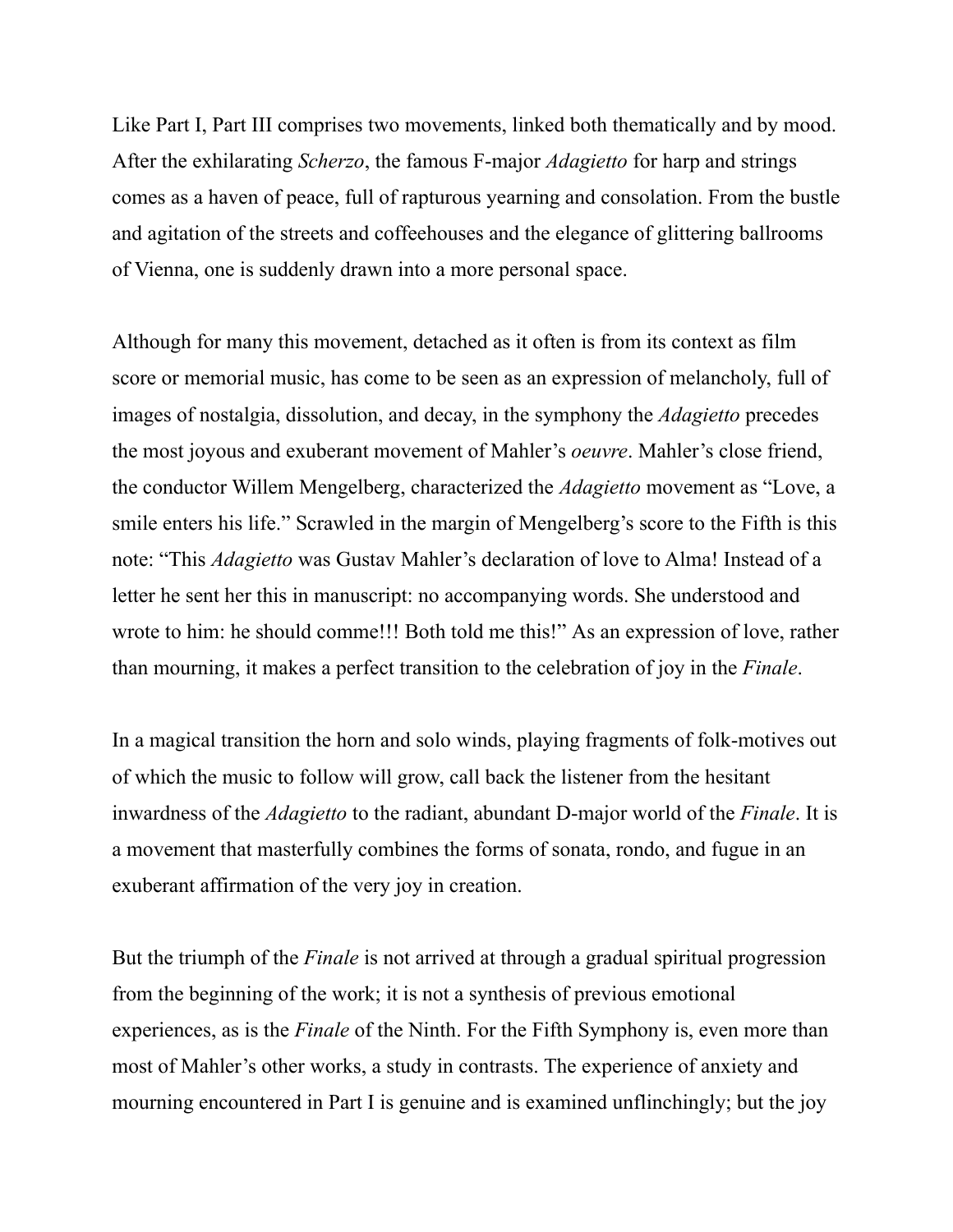Like Part I, Part III comprises two movements, linked both thematically and by mood. After the exhilarating *Scherzo*, the famous F-major *Adagietto* for harp and strings comes as a haven of peace, full of rapturous yearning and consolation. From the bustle and agitation of the streets and coffeehouses and the elegance of glittering ballrooms of Vienna, one is suddenly drawn into a more personal space.

Although for many this movement, detached as it often is from its context as film score or memorial music, has come to be seen as an expression of melancholy, full of images of nostalgia, dissolution, and decay, in the symphony the *Adagietto* precedes the most joyous and exuberant movement of Mahler's *oeuvre*. Mahler's close friend, the conductor Willem Mengelberg, characterized the *Adagietto* movement as "Love, a smile enters his life." Scrawled in the margin of Mengelberg's score to the Fifth is this note: "This *Adagietto* was Gustav Mahler's declaration of love to Alma! Instead of a letter he sent her this in manuscript: no accompanying words. She understood and wrote to him: he should comme!!! Both told me this!" As an expression of love, rather than mourning, it makes a perfect transition to the celebration of joy in the *Finale*.

In a magical transition the horn and solo winds, playing fragments of folk-motives out of which the music to follow will grow, call back the listener from the hesitant inwardness of the *Adagietto* to the radiant, abundant D-major world of the *Finale*. It is a movement that masterfully combines the forms of sonata, rondo, and fugue in an exuberant affirmation of the very joy in creation.

But the triumph of the *Finale* is not arrived at through a gradual spiritual progression from the beginning of the work; it is not a synthesis of previous emotional experiences, as is the *Finale* of the Ninth. For the Fifth Symphony is, even more than most of Mahler's other works, a study in contrasts. The experience of anxiety and mourning encountered in Part I is genuine and is examined unflinchingly; but the joy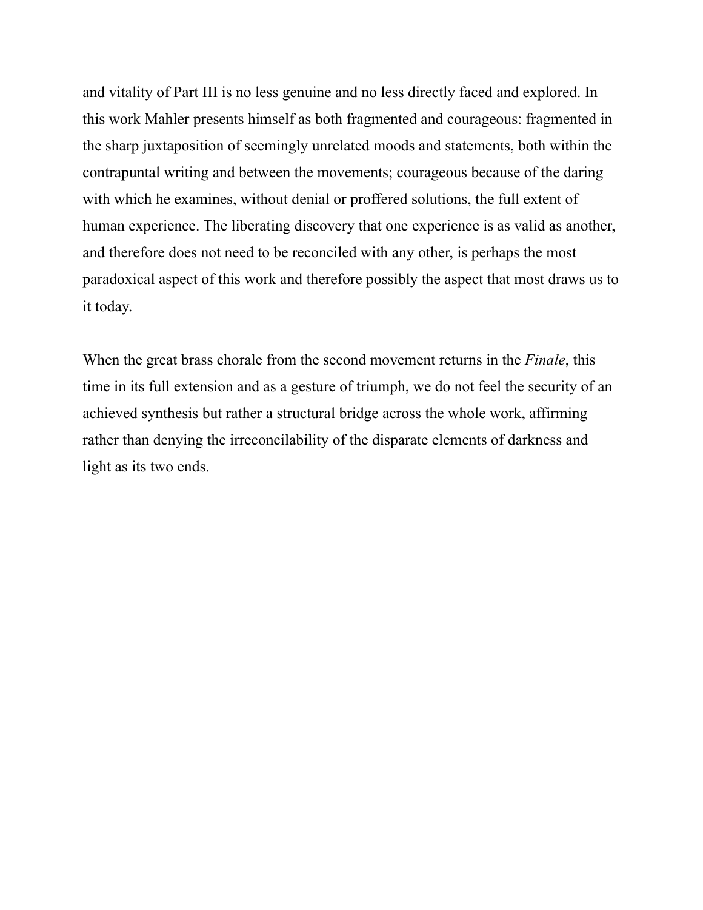and vitality of Part III is no less genuine and no less directly faced and explored. In this work Mahler presents himself as both fragmented and courageous: fragmented in the sharp juxtaposition of seemingly unrelated moods and statements, both within the contrapuntal writing and between the movements; courageous because of the daring with which he examines, without denial or proffered solutions, the full extent of human experience. The liberating discovery that one experience is as valid as another, and therefore does not need to be reconciled with any other, is perhaps the most paradoxical aspect of this work and therefore possibly the aspect that most draws us to it today.

When the great brass chorale from the second movement returns in the *Finale*, this time in its full extension and as a gesture of triumph, we do not feel the security of an achieved synthesis but rather a structural bridge across the whole work, affirming rather than denying the irreconcilability of the disparate elements of darkness and light as its two ends.